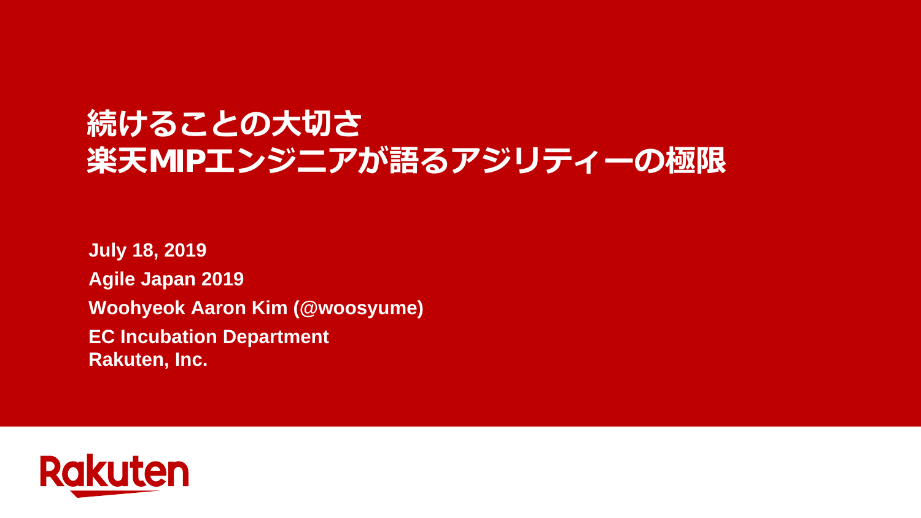# 続けることの大切さ
# 楽天MIPエンジニアが語るアジリティーの極限

**July 18, 2019**

**Agile Japan 2019**

**Woohyeok Aaron Kim (@woosyume)**

**EC Incubation Department**
**Rakuten, Inc.**

Rakuten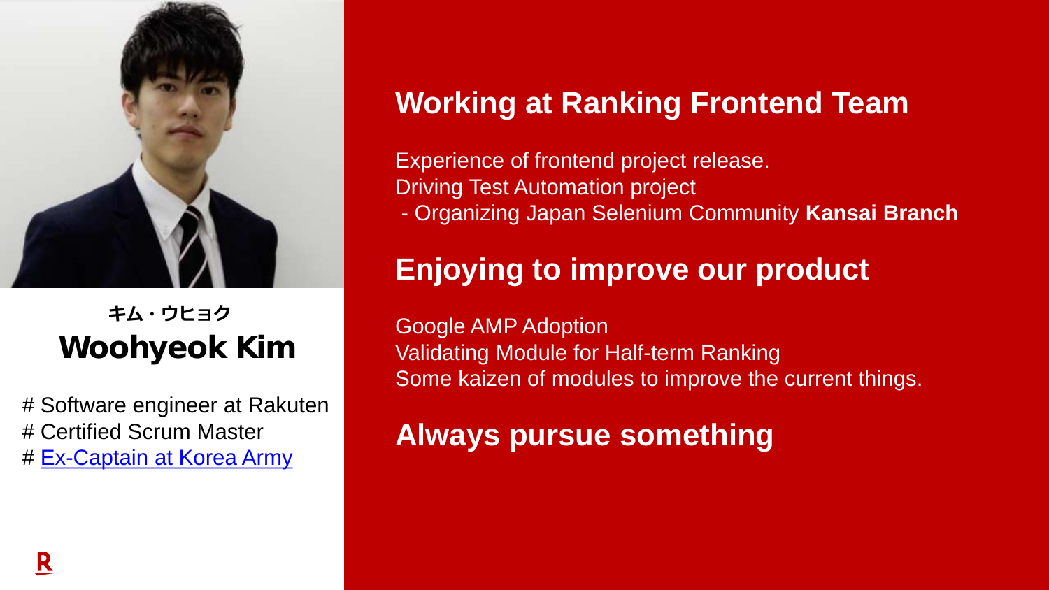キム・ウヒョク

## Woohyeok Kim

# Software engineer at Rakuten
# Certified Scrum Master
# [Ex-Captain at Korea Army]()

## Working at Ranking Frontend Team

Experience of frontend project release.
Driving Test Automation project
- Organizing Japan Selenium Community **Kansai Branch**

## Enjoying to improve our product

Google AMP Adoption
Validating Module for Half-term Ranking
Some kaizen of modules to improve the current things.

## Always pursue something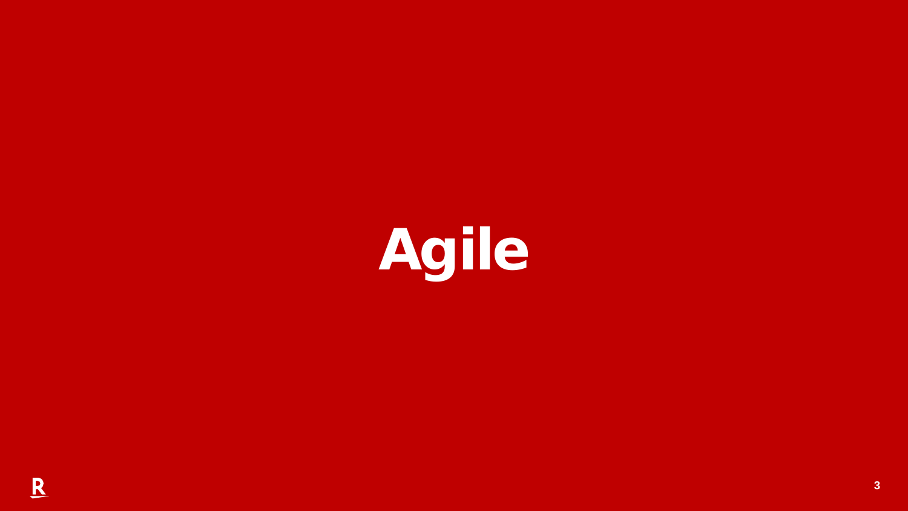# Agile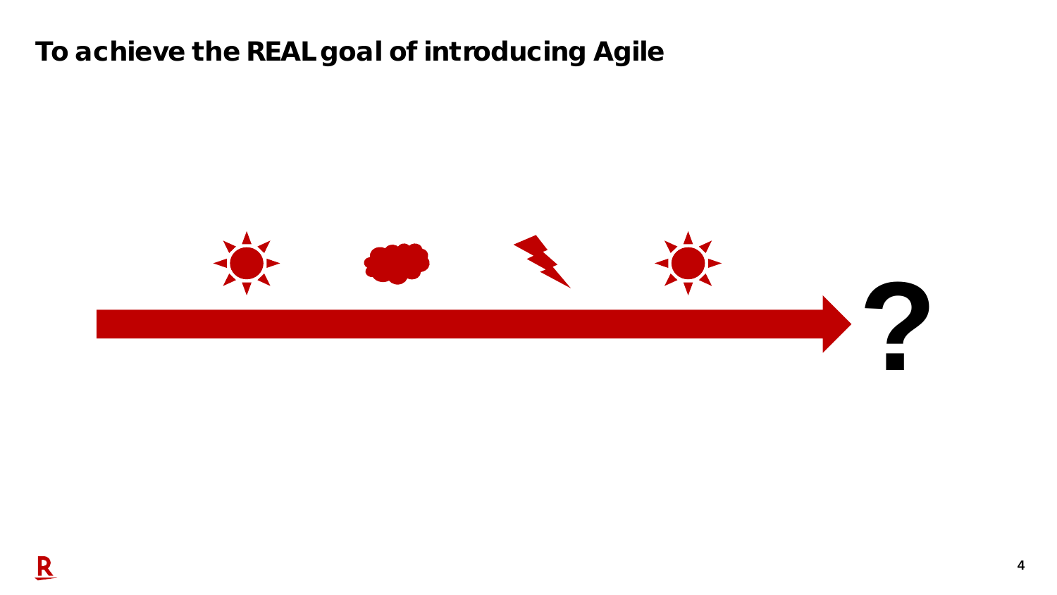# To achieve the REAL goal of introducing Agile

?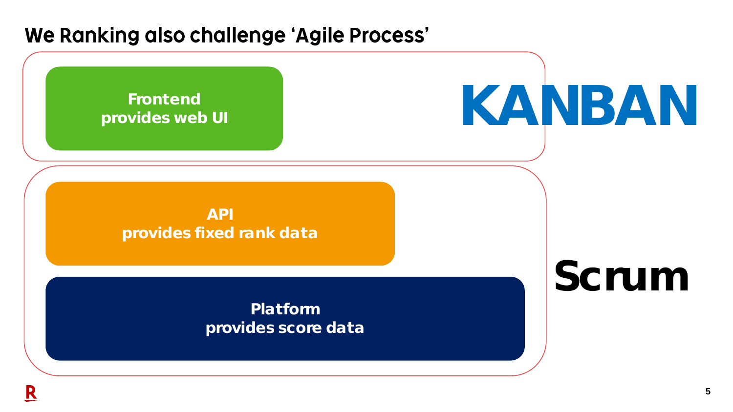# We Ranking also challenge 'Agile Process'

**Frontend**
**provides web UI**

**KANBAN**

**API**
**provides fixed rank data**

**Platform**
**provides score data**

**Scrum**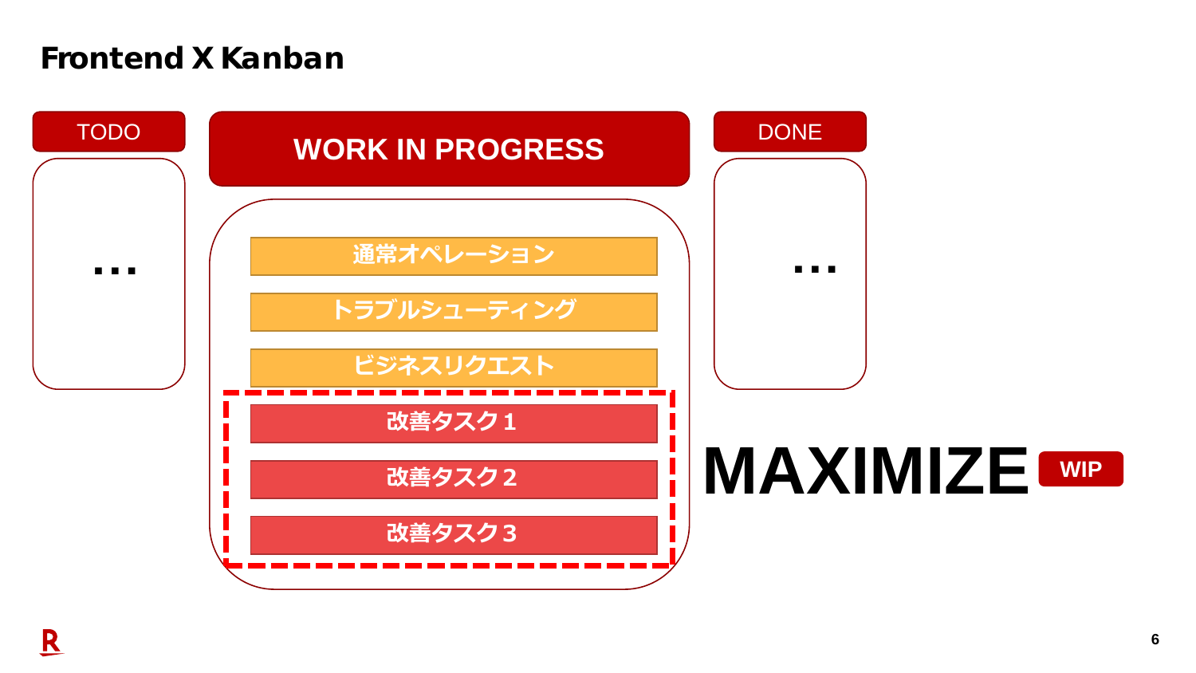# Frontend X Kanban

**TODO**

…

**WORK IN PROGRESS**

- 通常オペレーション
- トラブルシューティング
- ビジネスリクエスト
- 改善タスク１
- 改善タスク２
- 改善タスク３

**DONE**

…

**MAXIMIZE** WIP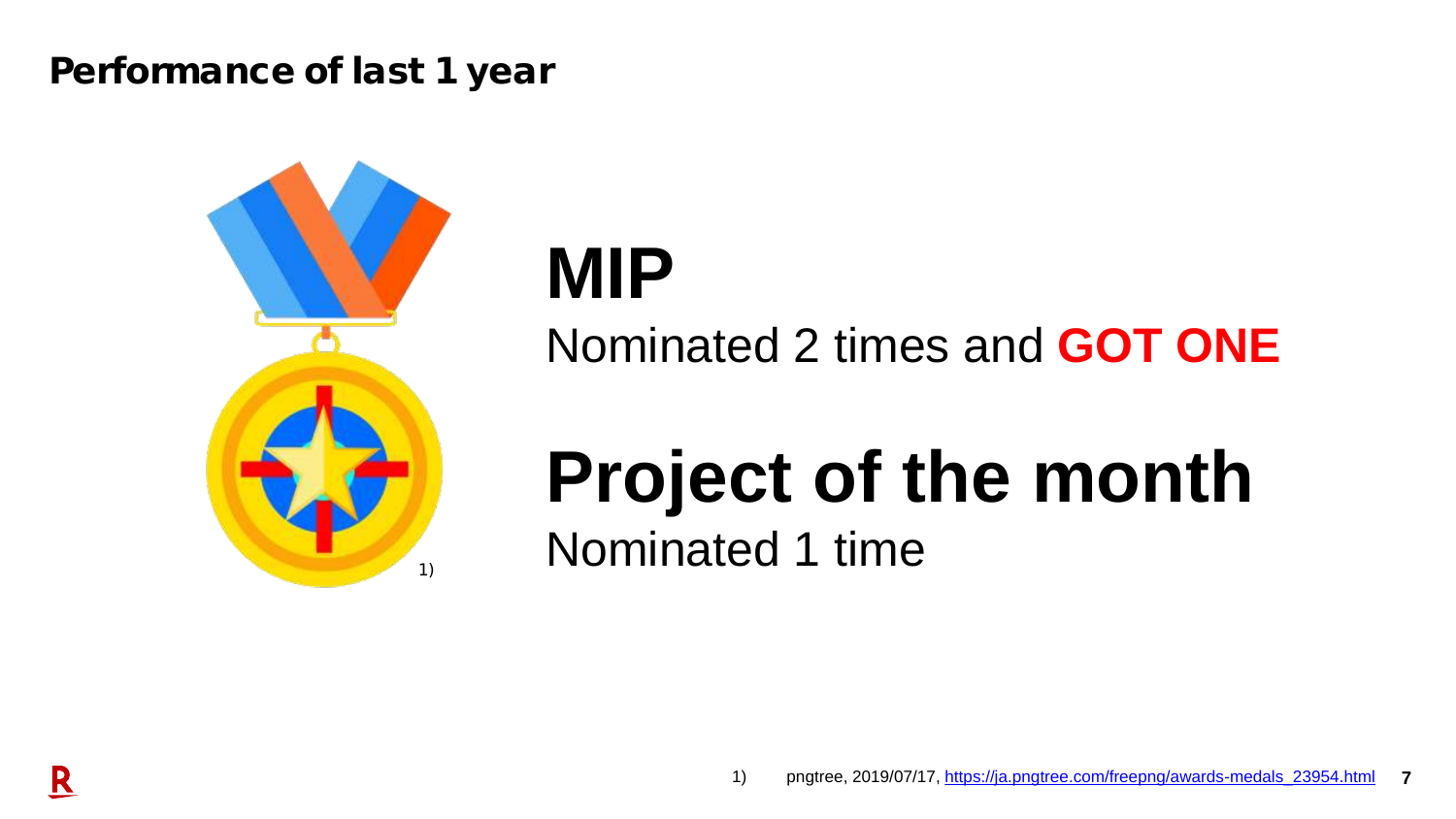## Performance of last 1 year

1)

# MIP

Nominated 2 times and **GOT ONE**

# Project of the month

Nominated 1 time

1) pngtree, 2019/07/17, https://ja.pngtree.com/freepng/awards-medals_23954.html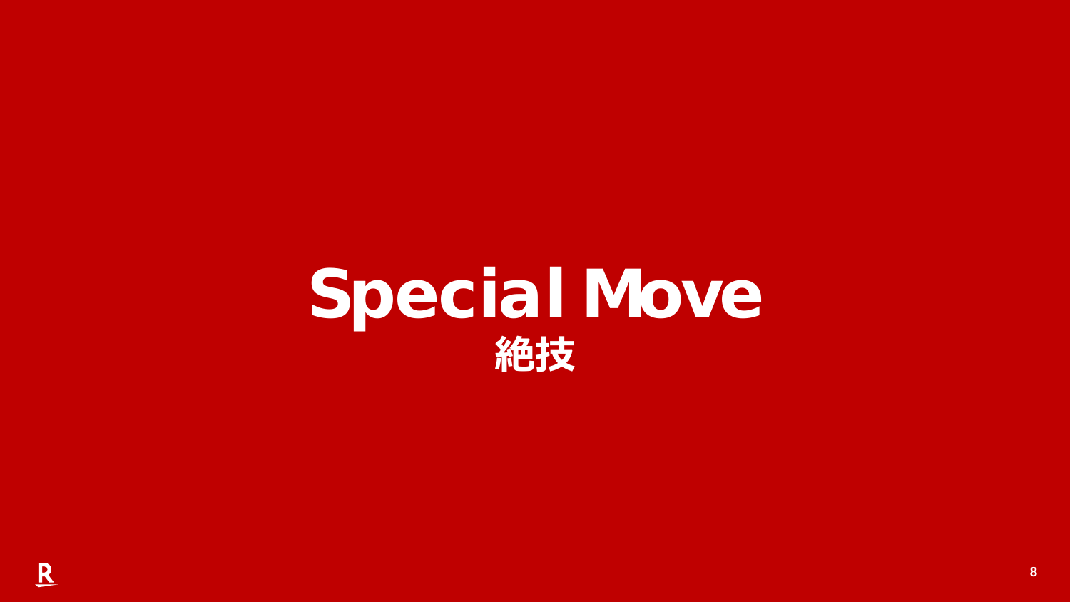# Special Move

## 絶技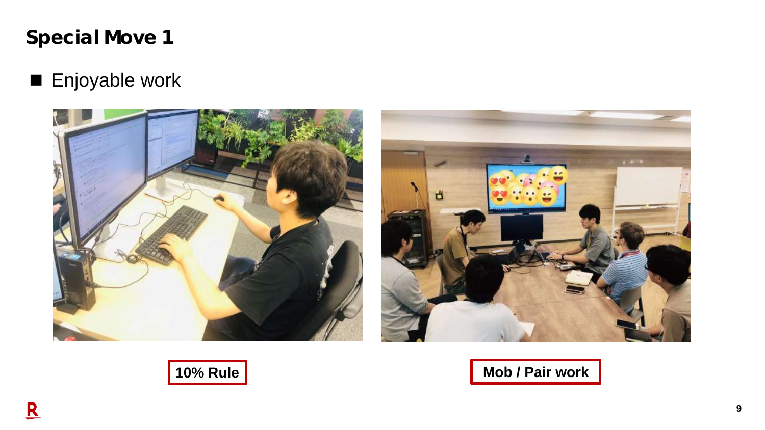# Special Move 1

- Enjoyable work

**10% Rule**

**Mob / Pair work**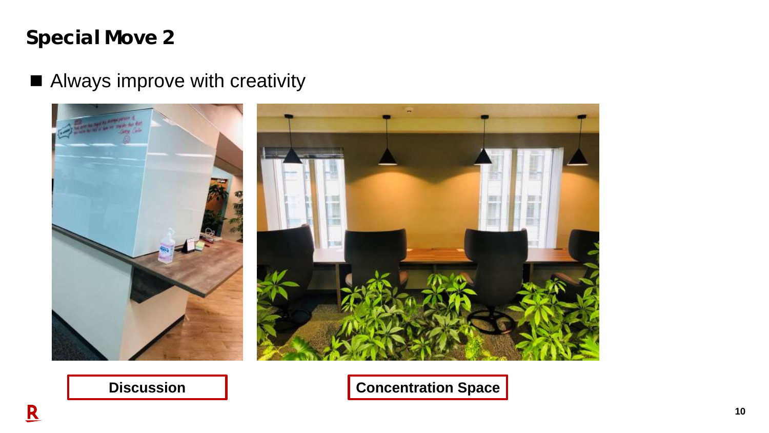## Special Move 2

- Always improve with creativity

Discussion

Concentration Space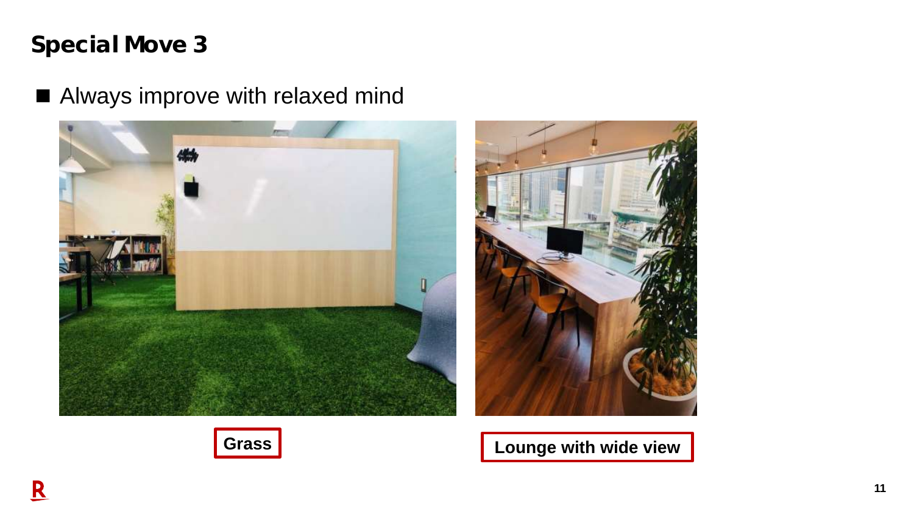# Special Move 3

- Always improve with relaxed mind

**Grass**

**Lounge with wide view**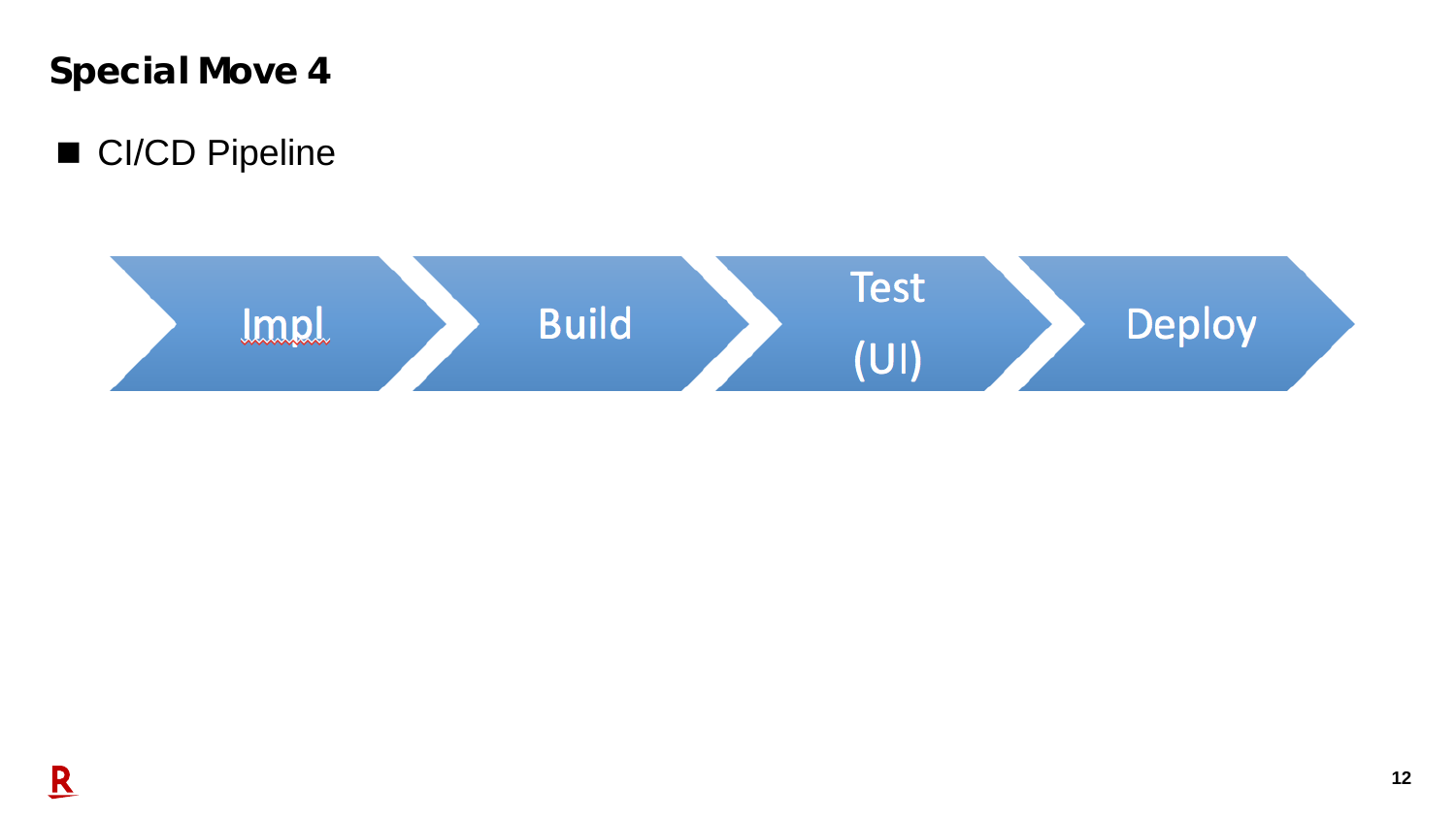## Special Move 4

- CI/CD Pipeline

Impl → Build → Test (UI) → Deploy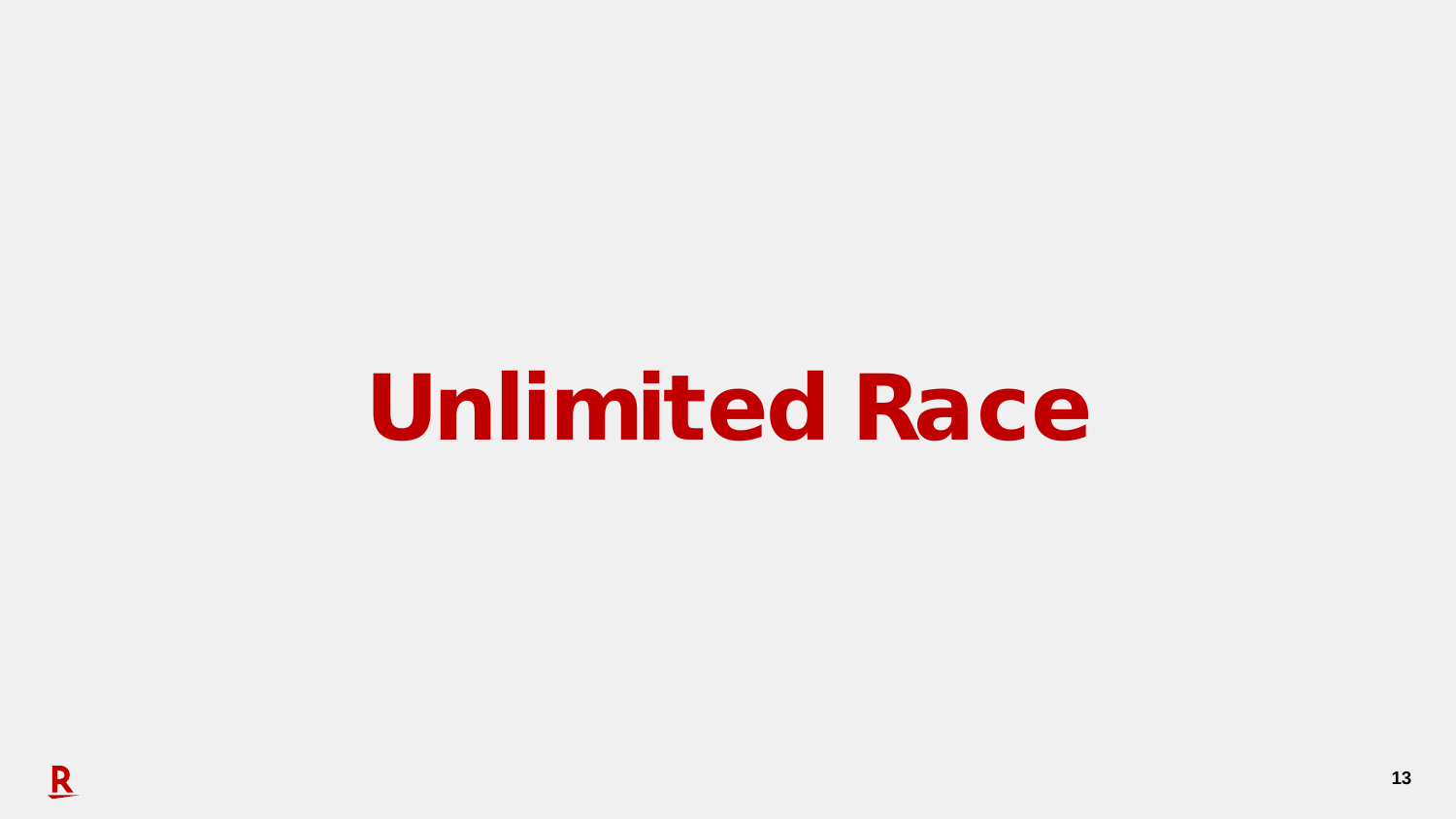# Unlimited Race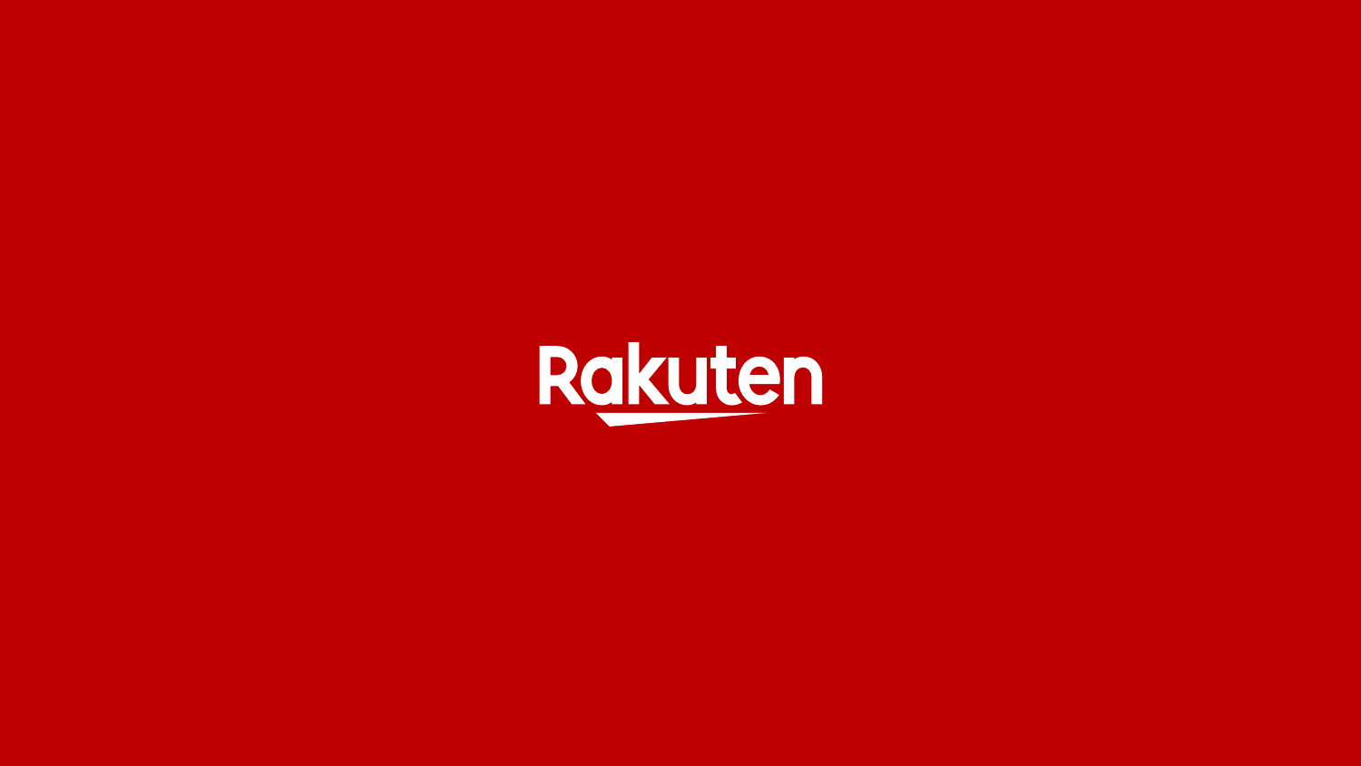Rakuten